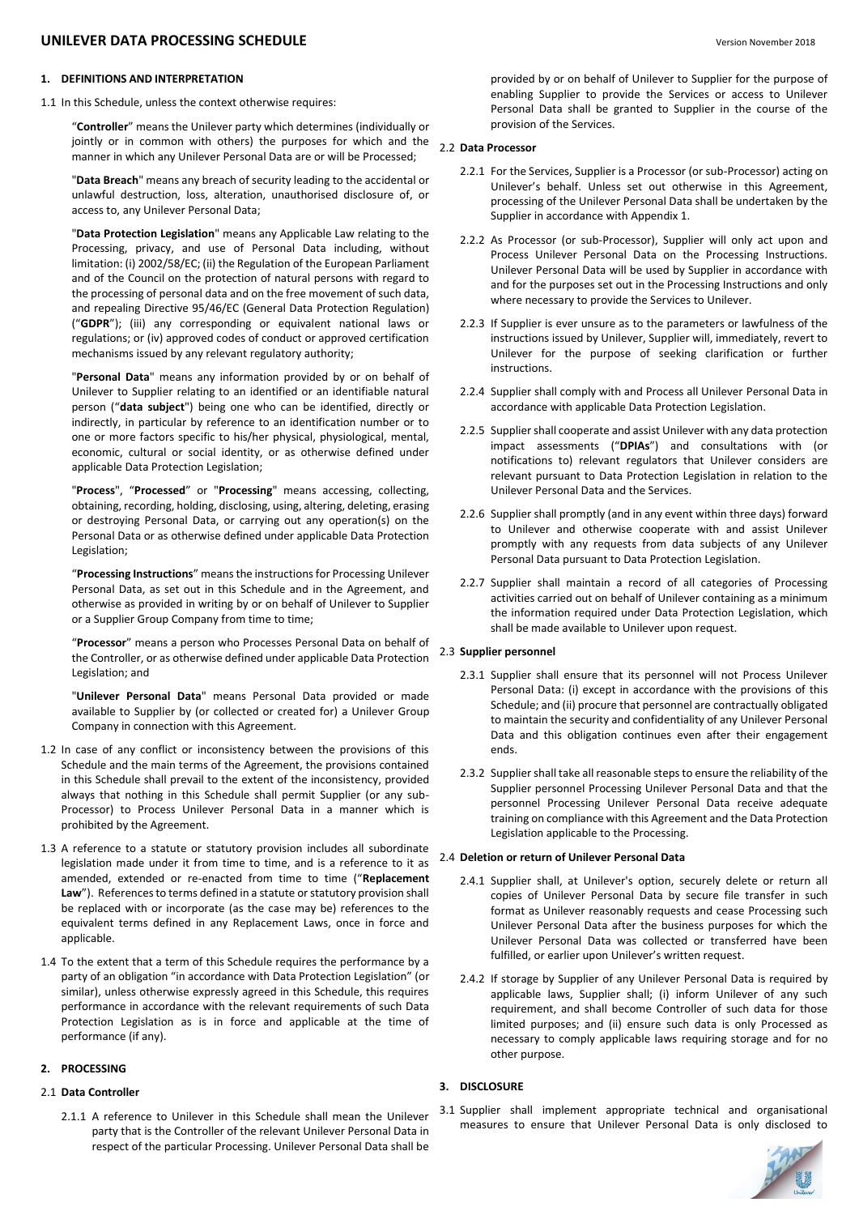# UNILEVER DATA PROCESSING SCHEDULE

Version November 2018

## 1. DEFINITIONS AND INTERPRETATION

1.1 In this Schedule, unless the context otherwise requires:

"**Controller**" means the Unilever party which determines (individually or jointly or in common with others) the purposes for which and the manner in which any Unilever Personal Data are or will be Processed;

"**Data Breach**" means any breach of security leading to the accidental or unlawful destruction, loss, alteration, unauthorised disclosure of, or access to, any Unilever Personal Data;

"**Data Protection Legislation**" means any Applicable Law relating to the Processing, privacy, and use of Personal Data including, without limitation: (i) 2002/58/EC; (ii) the Regulation of the European Parliament and of the Council on the protection of natural persons with regard to the processing of personal data and on the free movement of such data, and repealing Directive 95/46/EC (General Data Protection Regulation) ("**GDPR**"); (iii) any corresponding or equivalent national laws or regulations; or (iv) approved codes of conduct or approved certification mechanisms issued by any relevant regulatory authority;

"**Personal Data**" means any information provided by or on behalf of Unilever to Supplier relating to an identified or an identifiable natural person ("**data subject**") being one who can be identified, directly or indirectly, in particular by reference to an identification number or to one or more factors specific to his/her physical, physiological, mental, economic, cultural or social identity, or as otherwise defined under applicable Data Protection Legislation;

"**Process**", "**Processed**" or "**Processing**" means accessing, collecting, obtaining, recording, holding, disclosing, using, altering, deleting, erasing or destroying Personal Data, or carrying out any operation(s) on the Personal Data or as otherwise defined under applicable Data Protection Legislation;

"**Processing Instructions**" means the instructions for Processing Unilever Personal Data, as set out in this Schedule and in the Agreement, and otherwise as provided in writing by or on behalf of Unilever to Supplier or a Supplier Group Company from time to time;

"**Processor**" means a person who Processes Personal Data on behalf of the Controller, or as otherwise defined under applicable Data Protection Legislation; and

"**Unilever Personal Data**" means Personal Data provided or made available to Supplier by (or collected or created for) a Unilever Group Company in connection with this Agreement.

1.2 In case of any conflict or inconsistency between the provisions of this Schedule and the main terms of the Agreement, the provisions contained in this Schedule shall prevail to the extent of the inconsistency, provided always that nothing in this Schedule shall permit Supplier (or any sub-Processor) to Process Unilever Personal Data in a manner which is prohibited by the Agreement.

1.3 A reference to a statute or statutory provision includes all subordinate legislation made under it from time to time, and is a reference to it as amended, extended or re-enacted from time to time ("**Replacement Law**"). References to terms defined in a statute or statutory provision shall be replaced with or incorporate (as the case may be) references to the equivalent terms defined in any Replacement Laws, once in force and applicable.

1.4 To the extent that a term of this Schedule requires the performance by a party of an obligation "in accordance with Data Protection Legislation" (or similar), unless otherwise expressly agreed in this Schedule, this requires performance in accordance with the relevant requirements of such Data Protection Legislation as is in force and applicable at the time of performance (if any).

## 2. PROCESSING

### 2.1 Data Controller

2.1.1 A reference to Unilever in this Schedule shall mean the Unilever party that is the Controller of the relevant Unilever Personal Data in respect of the particular Processing. Unilever Personal Data shall be provided by or on behalf of Unilever to Supplier for the purpose of enabling Supplier to provide the Services or access to Unilever Personal Data shall be granted to Supplier in the course of the provision of the Services.

### 2.2 Data Processor

2.2.1 For the Services, Supplier is a Processor (or sub-Processor) acting on Unilever's behalf. Unless set out otherwise in this Agreement, processing of the Unilever Personal Data shall be undertaken by the Supplier in accordance with Appendix 1.

2.2.2 As Processor (or sub-Processor), Supplier will only act upon and Process Unilever Personal Data on the Processing Instructions. Unilever Personal Data will be used by Supplier in accordance with and for the purposes set out in the Processing Instructions and only where necessary to provide the Services to Unilever.

2.2.3 If Supplier is ever unsure as to the parameters or lawfulness of the instructions issued by Unilever, Supplier will, immediately, revert to Unilever for the purpose of seeking clarification or further instructions.

2.2.4 Supplier shall comply with and Process all Unilever Personal Data in accordance with applicable Data Protection Legislation.

2.2.5 Supplier shall cooperate and assist Unilever with any data protection impact assessments ("**DPIAs**") and consultations with (or notifications to) relevant regulators that Unilever considers are relevant pursuant to Data Protection Legislation in relation to the Unilever Personal Data and the Services.

2.2.6 Supplier shall promptly (and in any event within three days) forward to Unilever and otherwise cooperate with and assist Unilever promptly with any requests from data subjects of any Unilever Personal Data pursuant to Data Protection Legislation.

2.2.7 Supplier shall maintain a record of all categories of Processing activities carried out on behalf of Unilever containing as a minimum the information required under Data Protection Legislation, which shall be made available to Unilever upon request.

### 2.3 Supplier personnel

2.3.1 Supplier shall ensure that its personnel will not Process Unilever Personal Data: (i) except in accordance with the provisions of this Schedule; and (ii) procure that personnel are contractually obligated to maintain the security and confidentiality of any Unilever Personal Data and this obligation continues even after their engagement ends.

2.3.2 Supplier shall take all reasonable steps to ensure the reliability of the Supplier personnel Processing Unilever Personal Data and that the personnel Processing Unilever Personal Data receive adequate training on compliance with this Agreement and the Data Protection Legislation applicable to the Processing.

### 2.4 Deletion or return of Unilever Personal Data

2.4.1 Supplier shall, at Unilever's option, securely delete or return all copies of Unilever Personal Data by secure file transfer in such format as Unilever reasonably requests and cease Processing such Unilever Personal Data after the business purposes for which the Unilever Personal Data was collected or transferred have been fulfilled, or earlier upon Unilever's written request.

2.4.2 If storage by Supplier of any Unilever Personal Data is required by applicable laws, Supplier shall; (i) inform Unilever of any such requirement, and shall become Controller of such data for those limited purposes; and (ii) ensure such data is only Processed as necessary to comply applicable laws requiring storage and for no other purpose.

## 3. DISCLOSURE

3.1 Supplier shall implement appropriate technical and organisational measures to ensure that Unilever Personal Data is only disclosed to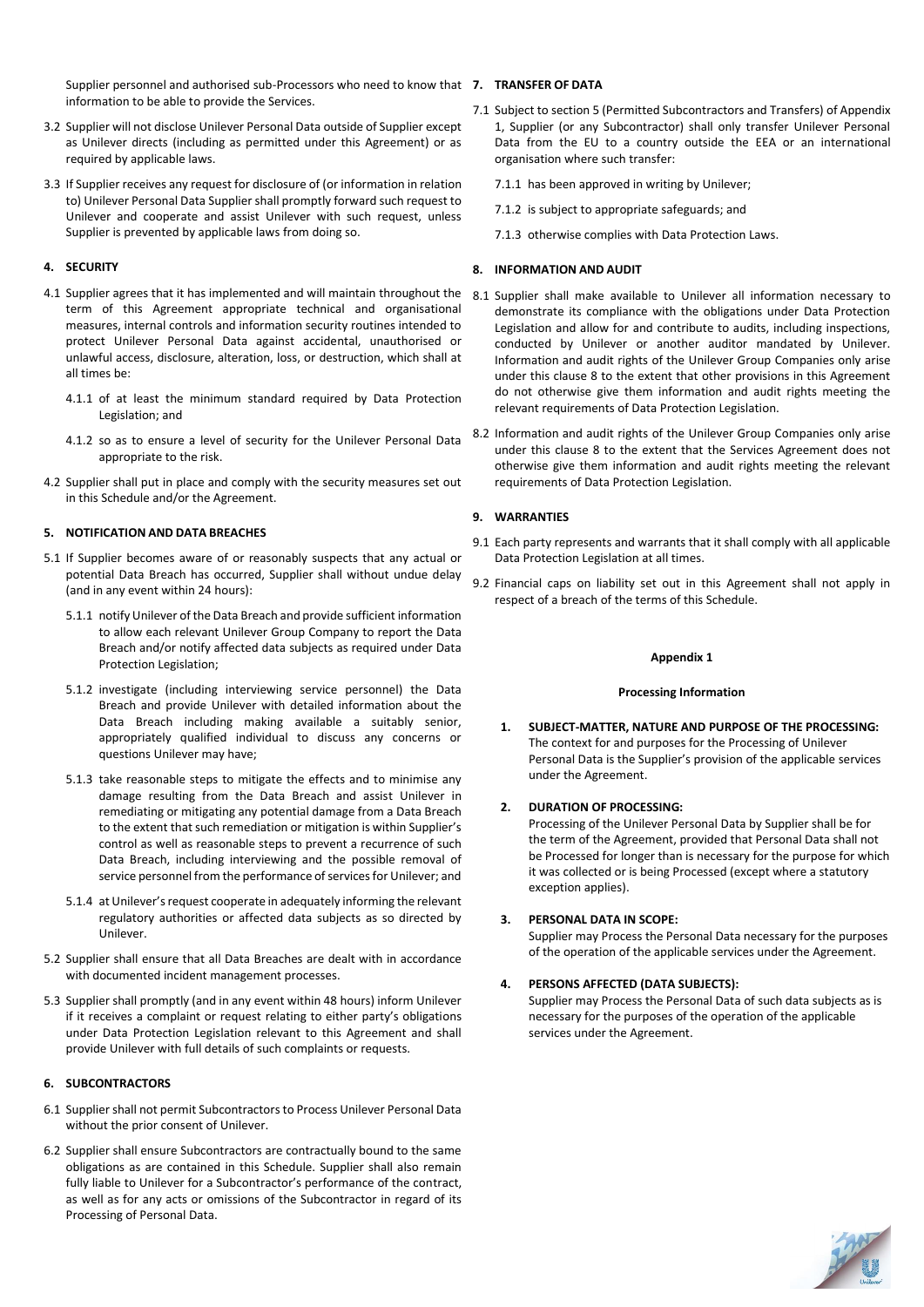Supplier personnel and authorised sub-Processors who need to know that information to be able to provide the Services.

3.2 Supplier will not disclose Unilever Personal Data outside of Supplier except as Unilever directs (including as permitted under this Agreement) or as required by applicable laws.

3.3 If Supplier receives any request for disclosure of (or information in relation to) Unilever Personal Data Supplier shall promptly forward such request to Unilever and cooperate and assist Unilever with such request, unless Supplier is prevented by applicable laws from doing so.

**4. SECURITY**

4.1 Supplier agrees that it has implemented and will maintain throughout the term of this Agreement appropriate technical and organisational measures, internal controls and information security routines intended to protect Unilever Personal Data against accidental, unauthorised or unlawful access, disclosure, alteration, loss, or destruction, which shall at all times be:

4.1.1 of at least the minimum standard required by Data Protection Legislation; and

4.1.2 so as to ensure a level of security for the Unilever Personal Data appropriate to the risk.

4.2 Supplier shall put in place and comply with the security measures set out in this Schedule and/or the Agreement.

**5. NOTIFICATION AND DATA BREACHES**

5.1 If Supplier becomes aware of or reasonably suspects that any actual or potential Data Breach has occurred, Supplier shall without undue delay (and in any event within 24 hours):

5.1.1 notify Unilever of the Data Breach and provide sufficient information to allow each relevant Unilever Group Company to report the Data Breach and/or notify affected data subjects as required under Data Protection Legislation;

5.1.2 investigate (including interviewing service personnel) the Data Breach and provide Unilever with detailed information about the Data Breach including making available a suitably senior, appropriately qualified individual to discuss any concerns or questions Unilever may have;

5.1.3 take reasonable steps to mitigate the effects and to minimise any damage resulting from the Data Breach and assist Unilever in remediating or mitigating any potential damage from a Data Breach to the extent that such remediation or mitigation is within Supplier's control as well as reasonable steps to prevent a recurrence of such Data Breach, including interviewing and the possible removal of service personnel from the performance of services for Unilever; and

5.1.4 at Unilever's request cooperate in adequately informing the relevant regulatory authorities or affected data subjects as so directed by Unilever.

5.2 Supplier shall ensure that all Data Breaches are dealt with in accordance with documented incident management processes.

5.3 Supplier shall promptly (and in any event within 48 hours) inform Unilever if it receives a complaint or request relating to either party's obligations under Data Protection Legislation relevant to this Agreement and shall provide Unilever with full details of such complaints or requests.

**6. SUBCONTRACTORS**

6.1 Supplier shall not permit Subcontractors to Process Unilever Personal Data without the prior consent of Unilever.

6.2 Supplier shall ensure Subcontractors are contractually bound to the same obligations as are contained in this Schedule. Supplier shall also remain fully liable to Unilever for a Subcontractor's performance of the contract, as well as for any acts or omissions of the Subcontractor in regard of its Processing of Personal Data.

**7. TRANSFER OF DATA**

7.1 Subject to section 5 (Permitted Subcontractors and Transfers) of Appendix 1, Supplier (or any Subcontractor) shall only transfer Unilever Personal Data from the EU to a country outside the EEA or an international organisation where such transfer:

7.1.1 has been approved in writing by Unilever;

7.1.2 is subject to appropriate safeguards; and

7.1.3 otherwise complies with Data Protection Laws.

**8. INFORMATION AND AUDIT**

8.1 Supplier shall make available to Unilever all information necessary to demonstrate its compliance with the obligations under Data Protection Legislation and allow for and contribute to audits, including inspections, conducted by Unilever or another auditor mandated by Unilever. Information and audit rights of the Unilever Group Companies only arise under this clause 8 to the extent that other provisions in this Agreement do not otherwise give them information and audit rights meeting the relevant requirements of Data Protection Legislation.

8.2 Information and audit rights of the Unilever Group Companies only arise under this clause 8 to the extent that the Services Agreement does not otherwise give them information and audit rights meeting the relevant requirements of Data Protection Legislation.

**9. WARRANTIES**

9.1 Each party represents and warrants that it shall comply with all applicable Data Protection Legislation at all times.

9.2 Financial caps on liability set out in this Agreement shall not apply in respect of a breach of the terms of this Schedule.

**Appendix 1**

**Processing Information**

1. **SUBJECT-MATTER, NATURE AND PURPOSE OF THE PROCESSING:** The context for and purposes for the Processing of Unilever Personal Data is the Supplier's provision of the applicable services under the Agreement.

2. **DURATION OF PROCESSING:** Processing of the Unilever Personal Data by Supplier shall be for the term of the Agreement, provided that Personal Data shall not be Processed for longer than is necessary for the purpose for which it was collected or is being Processed (except where a statutory exception applies).

3. **PERSONAL DATA IN SCOPE:** Supplier may Process the Personal Data necessary for the purposes of the operation of the applicable services under the Agreement.

4. **PERSONS AFFECTED (DATA SUBJECTS):** Supplier may Process the Personal Data of such data subjects as is necessary for the purposes of the operation of the applicable services under the Agreement.